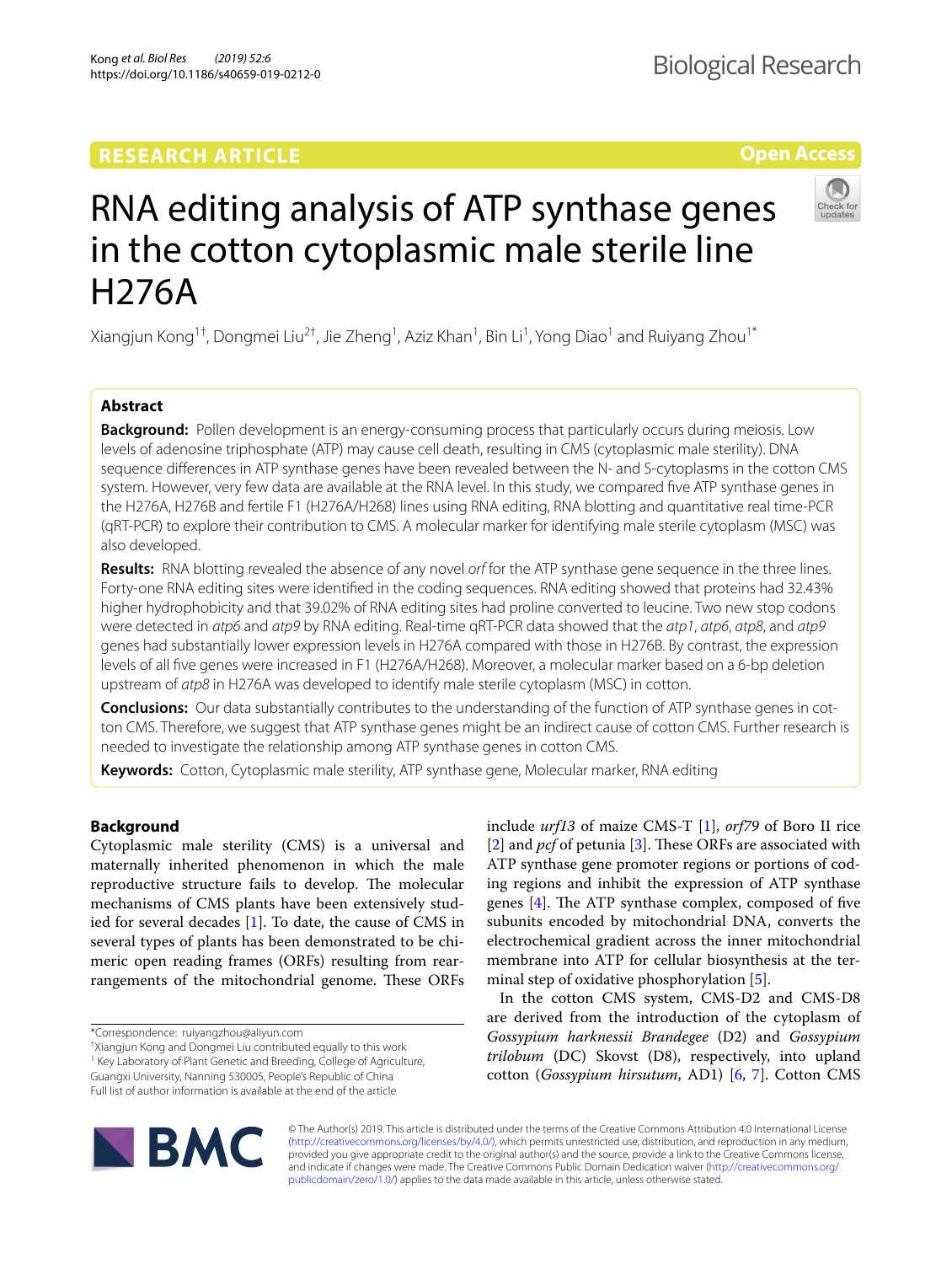RESEARCH ARTICLE

Open Access

# RNA editing analysis of ATP synthase genes in the cotton cytoplasmic male sterile line H276A

Xiangjun Kong[1†], Dongmei Liu[2†], Jie Zheng[1], Aziz Khan[1], Bin Li[1], Yong Diao[1] and Ruiyang Zhou[1*]

## Abstract

**Background:** Pollen development is an energy-consuming process that particularly occurs during meiosis. Low levels of adenosine triphosphate (ATP) may cause cell death, resulting in CMS (cytoplasmic male sterility). DNA sequence differences in ATP synthase genes have been revealed between the N- and S-cytoplasms in the cotton CMS system. However, very few data are available at the RNA level. In this study, we compared five ATP synthase genes in the H276A, H276B and fertile F1 (H276A/H268) lines using RNA editing, RNA blotting and quantitative real time-PCR (qRT-PCR) to explore their contribution to CMS. A molecular marker for identifying male sterile cytoplasm (MSC) was also developed.

**Results:** RNA blotting revealed the absence of any novel *orf* for the ATP synthase gene sequence in the three lines. Forty-one RNA editing sites were identified in the coding sequences. RNA editing showed that proteins had 32.43% higher hydrophobicity and that 39.02% of RNA editing sites had proline converted to leucine. Two new stop codons were detected in *atp6* and *atp9* by RNA editing. Real-time qRT-PCR data showed that the *atp1*, *atp6*, *atp8*, and *atp9* genes had substantially lower expression levels in H276A compared with those in H276B. By contrast, the expression levels of all five genes were increased in F1 (H276A/H268). Moreover, a molecular marker based on a 6-bp deletion upstream of *atp8* in H276A was developed to identify male sterile cytoplasm (MSC) in cotton.

**Conclusions:** Our data substantially contributes to the understanding of the function of ATP synthase genes in cotton CMS. Therefore, we suggest that ATP synthase genes might be an indirect cause of cotton CMS. Further research is needed to investigate the relationship among ATP synthase genes in cotton CMS.

**Keywords:** Cotton, Cytoplasmic male sterility, ATP synthase gene, Molecular marker, RNA editing

## Background

Cytoplasmic male sterility (CMS) is a universal and maternally inherited phenomenon in which the male reproductive structure fails to develop. The molecular mechanisms of CMS plants have been extensively studied for several decades [1]. To date, the cause of CMS in several types of plants has been demonstrated to be chimeric open reading frames (ORFs) resulting from rearrangements of the mitochondrial genome. These ORFs include *urf13* of maize CMS-T [1], *orf79* of Boro II rice [2] and *pcf* of petunia [3]. These ORFs are associated with ATP synthase gene promoter regions or portions of coding regions and inhibit the expression of ATP synthase genes [4]. The ATP synthase complex, composed of five subunits encoded by mitochondrial DNA, converts the electrochemical gradient across the inner mitochondrial membrane into ATP for cellular biosynthesis at the terminal step of oxidative phosphorylation [5].

In the cotton CMS system, CMS-D2 and CMS-D8 are derived from the introduction of the cytoplasm of *Gossypium harknessii Brandegee* (D2) and *Gossypium trilobum* (DC) Skovst (D8), respectively, into upland cotton (*Gossypium hirsutum*, AD1) [6, 7]. Cotton CMS

*Correspondence: ruiyangzhou@aliyun.com

†Xiangjun Kong and Dongmei Liu contributed equally to this work

[1] Key Laboratory of Plant Genetic and Breeding, College of Agriculture, Guangxi University, Nanning 530005, People's Republic of China

Full list of author information is available at the end of the article

© The Author(s) 2019. This article is distributed under the terms of the Creative Commons Attribution 4.0 International License (http://creativecommons.org/licenses/by/4.0/), which permits unrestricted use, distribution, and reproduction in any medium, provided you give appropriate credit to the original author(s) and the source, provide a link to the Creative Commons license, and indicate if changes were made. The Creative Commons Public Domain Dedication waiver (http://creativecommons.org/publicdomain/zero/1.0/) applies to the data made available in this article, unless otherwise stated.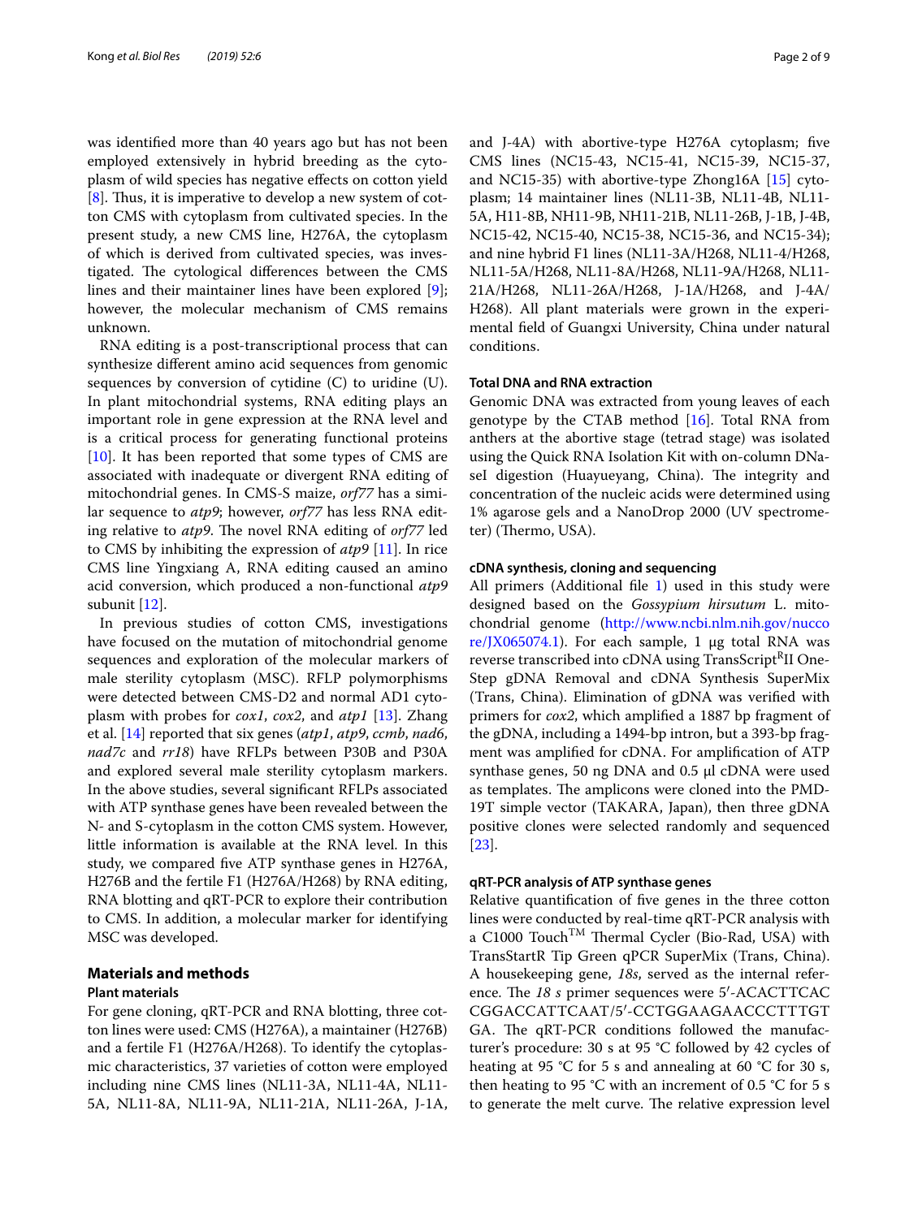was identified more than 40 years ago but has not been employed extensively in hybrid breeding as the cytoplasm of wild species has negative effects on cotton yield [8]. Thus, it is imperative to develop a new system of cotton CMS with cytoplasm from cultivated species. In the present study, a new CMS line, H276A, the cytoplasm of which is derived from cultivated species, was investigated. The cytological differences between the CMS lines and their maintainer lines have been explored [9]; however, the molecular mechanism of CMS remains unknown.

RNA editing is a post-transcriptional process that can synthesize different amino acid sequences from genomic sequences by conversion of cytidine (C) to uridine (U). In plant mitochondrial systems, RNA editing plays an important role in gene expression at the RNA level and is a critical process for generating functional proteins [10]. It has been reported that some types of CMS are associated with inadequate or divergent RNA editing of mitochondrial genes. In CMS-S maize, *orf77* has a similar sequence to *atp9*; however, *orf77* has less RNA editing relative to *atp9*. The novel RNA editing of *orf77* led to CMS by inhibiting the expression of *atp9* [11]. In rice CMS line Yingxiang A, RNA editing caused an amino acid conversion, which produced a non-functional *atp9* subunit [12].

In previous studies of cotton CMS, investigations have focused on the mutation of mitochondrial genome sequences and exploration of the molecular markers of male sterility cytoplasm (MSC). RFLP polymorphisms were detected between CMS-D2 and normal AD1 cytoplasm with probes for *cox1*, *cox2*, and *atp1* [13]. Zhang et al. [14] reported that six genes (*atp1*, *atp9*, *ccmb*, *nad6*, *nad7c* and *rr18*) have RFLPs between P30B and P30A and explored several male sterility cytoplasm markers. In the above studies, several significant RFLPs associated with ATP synthase genes have been revealed between the N- and S-cytoplasm in the cotton CMS system. However, little information is available at the RNA level. In this study, we compared five ATP synthase genes in H276A, H276B and the fertile F1 (H276A/H268) by RNA editing, RNA blotting and qRT-PCR to explore their contribution to CMS. In addition, a molecular marker for identifying MSC was developed.

## Materials and methods

### Plant materials

For gene cloning, qRT-PCR and RNA blotting, three cotton lines were used: CMS (H276A), a maintainer (H276B) and a fertile F1 (H276A/H268). To identify the cytoplasmic characteristics, 37 varieties of cotton were employed including nine CMS lines (NL11-3A, NL11-4A, NL11-5A, NL11-8A, NL11-9A, NL11-21A, NL11-26A, J-1A, and J-4A) with abortive-type H276A cytoplasm; five CMS lines (NC15-43, NC15-41, NC15-39, NC15-37, and NC15-35) with abortive-type Zhong16A [15] cytoplasm; 14 maintainer lines (NL11-3B, NL11-4B, NL11-5A, H11-8B, NH11-9B, NH11-21B, NL11-26B, J-1B, J-4B, NC15-42, NC15-40, NC15-38, NC15-36, and NC15-34); and nine hybrid F1 lines (NL11-3A/H268, NL11-4/H268, NL11-5A/H268, NL11-8A/H268, NL11-9A/H268, NL11-21A/H268, NL11-26A/H268, J-1A/H268, and J-4A/H268). All plant materials were grown in the experimental field of Guangxi University, China under natural conditions.

### Total DNA and RNA extraction

Genomic DNA was extracted from young leaves of each genotype by the CTAB method [16]. Total RNA from anthers at the abortive stage (tetrad stage) was isolated using the Quick RNA Isolation Kit with on-column DNaseI digestion (Huayueyang, China). The integrity and concentration of the nucleic acids were determined using 1% agarose gels and a NanoDrop 2000 (UV spectrometer) (Thermo, USA).

### cDNA synthesis, cloning and sequencing

All primers (Additional file 1) used in this study were designed based on the *Gossypium hirsutum* L. mitochondrial genome (http://www.ncbi.nlm.nih.gov/nuccore/JX065074.1). For each sample, 1 μg total RNA was reverse transcribed into cDNA using TranScript[R]II One-Step gDNA Removal and cDNA Synthesis SuperMix (Trans, China). Elimination of gDNA was verified with primers for *cox2*, which amplified a 1887 bp fragment of the gDNA, including a 1494-bp intron, but a 393-bp fragment was amplified for cDNA. For amplification of ATP synthase genes, 50 ng DNA and 0.5 μl cDNA were used as templates. The amplicons were cloned into the PMD-19T simple vector (TAKARA, Japan), then three gDNA positive clones were selected randomly and sequenced [23].

### qRT-PCR analysis of ATP synthase genes

Relative quantification of five genes in the three cotton lines were conducted by real-time qRT-PCR analysis with a C1000 Touch[TM] Thermal Cycler (Bio-Rad, USA) with TransStartR Tip Green qPCR SuperMix (Trans, China). A housekeeping gene, *18s*, served as the internal reference. The *18 s* primer sequences were 5′-ACACTTCACCGGACCATTCAAT/5′-CCTGGAAGAACCCTTTGTGA. The qRT-PCR conditions followed the manufacturer's procedure: 30 s at 95 °C followed by 42 cycles of heating at 95 °C for 5 s and annealing at 60 °C for 30 s, then heating to 95 °C with an increment of 0.5 °C for 5 s to generate the melt curve. The relative expression level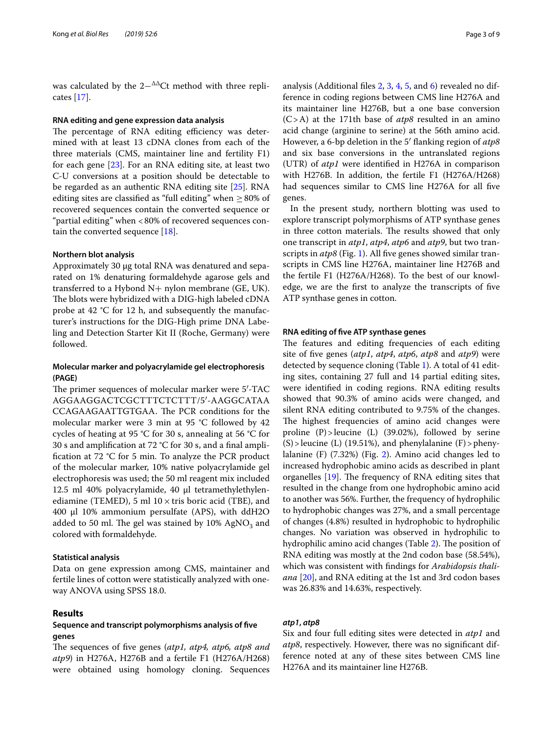was calculated by the $2^{-\Delta\Delta Ct}$ method with three replicates [17].

### RNA editing and gene expression data analysis

The percentage of RNA editing efficiency was determined with at least 13 cDNA clones from each of the three materials (CMS, maintainer line and fertility F1) for each gene [23]. For an RNA editing site, at least two C-U conversions at a position should be detectable to be regarded as an authentic RNA editing site [25]. RNA editing sites are classified as "full editing" when ≥ 80% of recovered sequences contain the converted sequence or "partial editing" when < 80% of recovered sequences contain the converted sequence [18].

### Northern blot analysis

Approximately 30 μg total RNA was denatured and separated on 1% denaturing formaldehyde agarose gels and transferred to a Hybond N+ nylon membrane (GE, UK). The blots were hybridized with a DIG-high labeled cDNA probe at 42 °C for 12 h, and subsequently the manufacturer's instructions for the DIG-High prime DNA Labeling and Detection Starter Kit II (Roche, Germany) were followed.

### Molecular marker and polyacrylamide gel electrophoresis (PAGE)

The primer sequences of molecular marker were 5′-TACAGGAAGGACTCGCTTTCTCTTT/5′-AAGGCATAACCAGAAGAATTGTGAA. The PCR conditions for the molecular marker were 3 min at 95 °C followed by 42 cycles of heating at 95 °C for 30 s, annealing at 56 °C for 30 s and amplification at 72 °C for 30 s, and a final amplification at 72 °C for 5 min. To analyze the PCR product of the molecular marker, 10% native polyacrylamide gel electrophoresis was used; the 50 ml reagent mix included 12.5 ml 40% polyacrylamide, 40 μl tetramethylethylenediamine (TEMED), 5 ml 10 × tris boric acid (TBE), and 400 μl 10% ammonium persulfate (APS), with ddH2O added to 50 ml. The gel was stained by 10% $AgNO_3$ and colored with formaldehyde.

### Statistical analysis

Data on gene expression among CMS, maintainer and fertile lines of cotton were statistically analyzed with one-way ANOVA using SPSS 18.0.

## Results

### Sequence and transcript polymorphisms analysis of five genes

The sequences of five genes (*atp1, atp4, atp6, atp8 and atp9*) in H276A, H276B and a fertile F1 (H276A/H268) were obtained using homology cloning. Sequences analysis (Additional files 2, 3, 4, 5, and 6) revealed no difference in coding regions between CMS line H276A and its maintainer line H276B, but a one base conversion (C > A) at the 171th base of *atp8* resulted in an amino acid change (arginine to serine) at the 56th amino acid. However, a 6-bp deletion in the 5′ flanking region of *atp8* and six base conversions in the untranslated regions (UTR) of *atp1* were identified in H276A in comparison with H276B. In addition, the fertile F1 (H276A/H268) had sequences similar to CMS line H276A for all five genes.

In the present study, northern blotting was used to explore transcript polymorphisms of ATP synthase genes in three cotton materials. The results showed that only one transcript in *atp1*, *atp4*, *atp6* and *atp9*, but two transcripts in *atp8* (Fig. 1). All five genes showed similar transcripts in CMS line H276A, maintainer line H276B and the fertile F1 (H276A/H268). To the best of our knowledge, we are the first to analyze the transcripts of five ATP synthase genes in cotton.

### RNA editing of five ATP synthase genes

The features and editing frequencies of each editing site of five genes (*atp1*, *atp4*, *atp6*, *atp8* and *atp9*) were detected by sequence cloning (Table 1). A total of 41 editing sites, containing 27 full and 14 partial editing sites, were identified in coding regions. RNA editing results showed that 90.3% of amino acids were changed, and silent RNA editing contributed to 9.75% of the changes. The highest frequencies of amino acid changes were proline (P) > leucine (L) (39.02%), followed by serine (S) > leucine (L) (19.51%), and phenylalanine (F) > phenylalanine (F) (7.32%) (Fig. 2). Amino acid changes led to increased hydrophobic amino acids as described in plant organelles [19]. The frequency of RNA editing sites that resulted in the change from one hydrophobic amino acid to another was 56%. Further, the frequency of hydrophilic to hydrophobic changes was 27%, and a small percentage of changes (4.8%) resulted in hydrophobic to hydrophilic changes. No variation was observed in hydrophilic to hydrophilic amino acid changes (Table 2). The position of RNA editing was mostly at the 2nd codon base (58.54%), which was consistent with findings for *Arabidopsis thaliana* [20], and RNA editing at the 1st and 3rd codon bases was 26.83% and 14.63%, respectively.

### *atp1*, *atp8*

Six and four full editing sites were detected in *atp1* and *atp8*, respectively. However, there was no significant difference noted at any of these sites between CMS line H276A and its maintainer line H276B.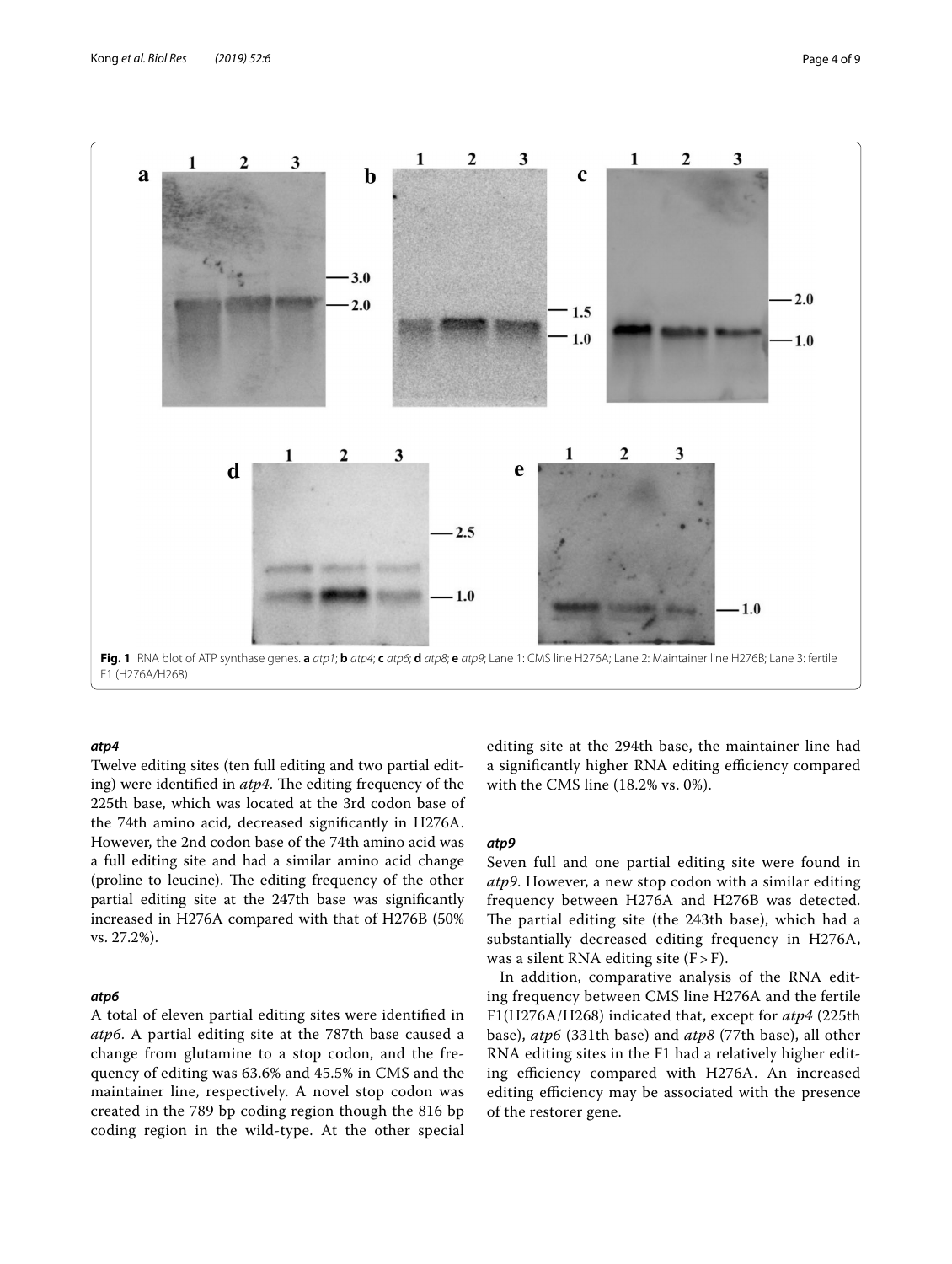**Fig. 1** RNA blot of ATP synthase genes. **a** *atp1*; **b** *atp4*; **c** *atp6*; **d** *atp8*; **e** *atp9*; Lane 1: CMS line H276A; Lane 2: Maintainer line H276B; Lane 3: fertile F1 (H276A/H268)

### *atp4*

Twelve editing sites (ten full editing and two partial editing) were identified in *atp4*. The editing frequency of the 225th base, which was located at the 3rd codon base of the 74th amino acid, decreased significantly in H276A. However, the 2nd codon base of the 74th amino acid was a full editing site and had a similar amino acid change (proline to leucine). The editing frequency of the other partial editing site at the 247th base was significantly increased in H276A compared with that of H276B (50% vs. 27.2%).

### *atp6*

A total of eleven partial editing sites were identified in *atp6*. A partial editing site at the 787th base caused a change from glutamine to a stop codon, and the frequency of editing was 63.6% and 45.5% in CMS and the maintainer line, respectively. A novel stop codon was created in the 789 bp coding region though the 816 bp coding region in the wild-type. At the other special editing site at the 294th base, the maintainer line had a significantly higher RNA editing efficiency compared with the CMS line (18.2% vs. 0%).

### *atp9*

Seven full and one partial editing site were found in *atp9*. However, a new stop codon with a similar editing frequency between H276A and H276B was detected. The partial editing site (the 243th base), which had a substantially decreased editing frequency in H276A, was a silent RNA editing site (F > F).

In addition, comparative analysis of the RNA editing frequency between CMS line H276A and the fertile F1(H276A/H268) indicated that, except for *atp4* (225th base), *atp6* (331th base) and *atp8* (77th base), all other RNA editing sites in the F1 had a relatively higher editing efficiency compared with H276A. An increased editing efficiency may be associated with the presence of the restorer gene.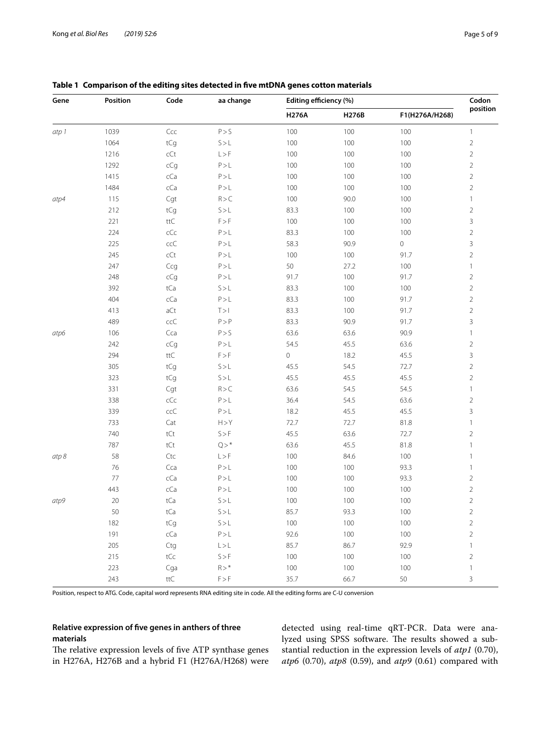**Table 1 Comparison of the editing sites detected in five mtDNA genes cotton materials**

| Gene | Position | Code | aa change | Editing efficiency (%) | | | Codon position |
|---|---|---|---|---|---|---|---|
| | | | | H276A | H276B | F1(H276A/H268) | |
| *atp 1* | 1039 | Ccc | P > S | 100 | 100 | 100 | 1 |
| | 1064 | tCg | S > L | 100 | 100 | 100 | 2 |
| | 1216 | cCt | L > F | 100 | 100 | 100 | 2 |
| | 1292 | cCg | P > L | 100 | 100 | 100 | 2 |
| | 1415 | cCa | P > L | 100 | 100 | 100 | 2 |
| | 1484 | cCa | P > L | 100 | 100 | 100 | 2 |
| *atp4* | 115 | Cgt | R > C | 100 | 90.0 | 100 | 1 |
| | 212 | tCg | S > L | 83.3 | 100 | 100 | 2 |
| | 221 | ttC | F > F | 100 | 100 | 100 | 3 |
| | 224 | cCc | P > L | 83.3 | 100 | 100 | 2 |
| | 225 | ccC | P > L | 58.3 | 90.9 | 0 | 3 |
| | 245 | cCt | P > L | 100 | 100 | 91.7 | 2 |
| | 247 | Ccg | P > L | 50 | 27.2 | 100 | 1 |
| | 248 | cCg | P > L | 91.7 | 100 | 91.7 | 2 |
| | 392 | tCa | S > L | 83.3 | 100 | 100 | 2 |
| | 404 | cCa | P > L | 83.3 | 100 | 91.7 | 2 |
| | 413 | aCt | T > I | 83.3 | 100 | 91.7 | 2 |
| | 489 | ccC | P > P | 83.3 | 90.9 | 91.7 | 3 |
| *atp6* | 106 | Cca | P > S | 63.6 | 63.6 | 90.9 | 1 |
| | 242 | cCg | P > L | 54.5 | 45.5 | 63.6 | 2 |
| | 294 | ttC | F > F | 0 | 18.2 | 45.5 | 3 |
| | 305 | tCg | S > L | 45.5 | 54.5 | 72.7 | 2 |
| | 323 | tCg | S > L | 45.5 | 45.5 | 45.5 | 2 |
| | 331 | Cgt | R > C | 63.6 | 54.5 | 54.5 | 1 |
| | 338 | cCc | P > L | 36.4 | 54.5 | 63.6 | 2 |
| | 339 | ccC | P > L | 18.2 | 45.5 | 45.5 | 3 |
| | 733 | Cat | H > Y | 72.7 | 72.7 | 81.8 | 1 |
| | 740 | tCt | S > F | 45.5 | 63.6 | 72.7 | 2 |
| | 787 | tCt | Q > * | 63.6 | 45.5 | 81.8 | 1 |
| *atp 8* | 58 | Ctc | L > F | 100 | 84.6 | 100 | 1 |
| | 76 | Cca | P > L | 100 | 100 | 93.3 | 1 |
| | 77 | cCa | P > L | 100 | 100 | 93.3 | 2 |
| | 443 | cCa | P > L | 100 | 100 | 100 | 2 |
| *atp9* | 20 | tCa | S > L | 100 | 100 | 100 | 2 |
| | 50 | tCa | S > L | 85.7 | 93.3 | 100 | 2 |
| | 182 | tCg | S > L | 100 | 100 | 100 | 2 |
| | 191 | cCa | P > L | 92.6 | 100 | 100 | 2 |
| | 205 | Ctg | L > L | 85.7 | 86.7 | 92.9 | 1 |
| | 215 | tCc | S > F | 100 | 100 | 100 | 2 |
| | 223 | Cga | R > * | 100 | 100 | 100 | 1 |
| | 243 | ttC | F > F | 35.7 | 66.7 | 50 | 3 |

Position, respect to ATG. Code, capital word represents RNA editing site in code. All the editing forms are C-U conversion

### Relative expression of five genes in anthers of three materials

The relative expression levels of five ATP synthase genes in H276A, H276B and a hybrid F1 (H276A/H268) were detected using real-time qRT-PCR. Data were analyzed using SPSS software. The results showed a substantial reduction in the expression levels of *atp1* (0.70), *atp6* (0.70), *atp8* (0.59), and *atp9* (0.61) compared with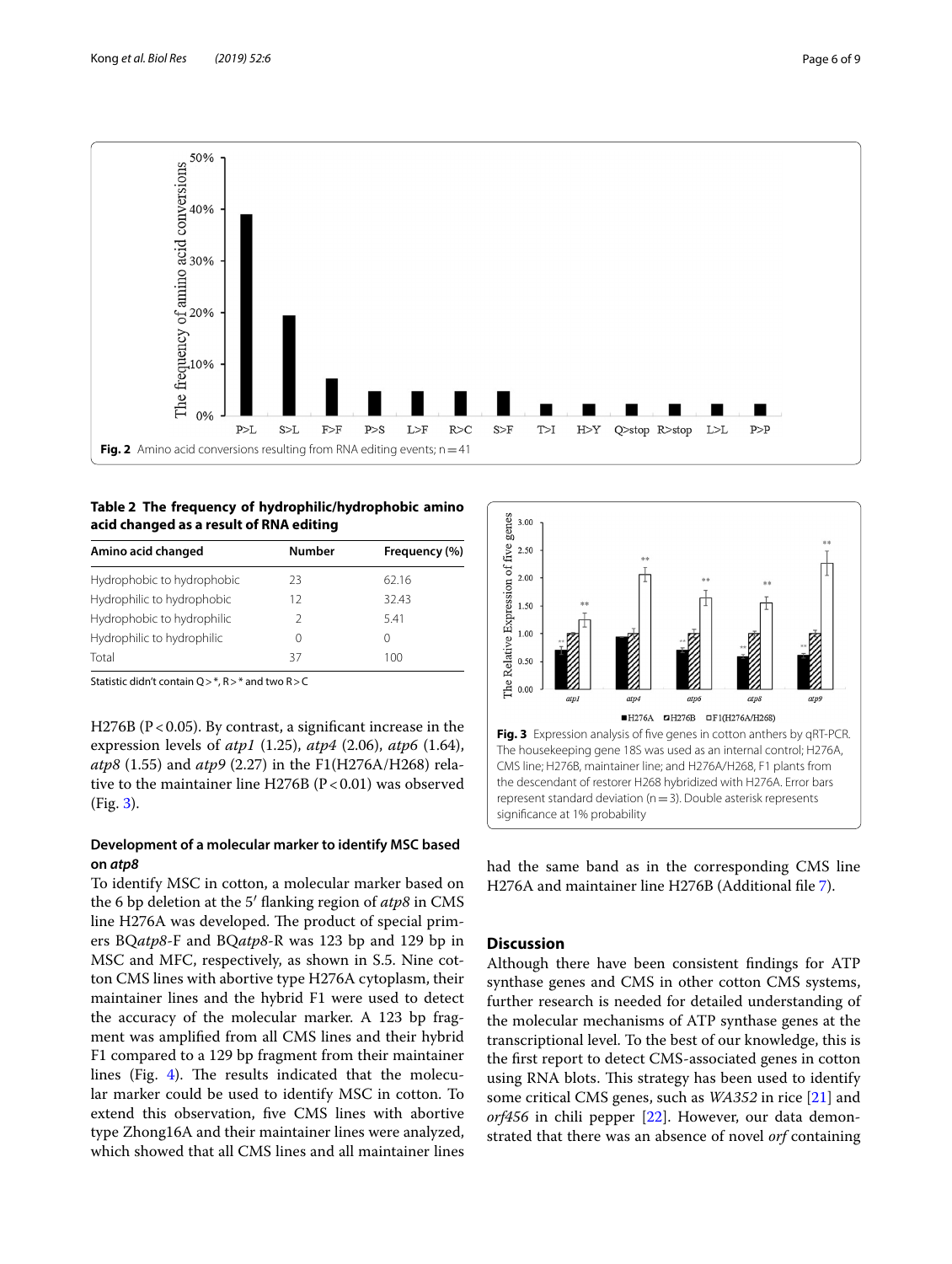Fig. 2 Amino acid conversions resulting from RNA editing events; n = 41

**Table 2 The frequency of hydrophilic/hydrophobic amino acid changed as a result of RNA editing**

| Amino acid changed | Number | Frequency (%) |
|---|---|---|
| Hydrophobic to hydrophobic | 23 | 62.16 |
| Hydrophilic to hydrophobic | 12 | 32.43 |
| Hydrophobic to hydrophilic | 2 | 5.41 |
| Hydrophilic to hydrophilic | 0 | 0 |
| Total | 37 | 100 |

Statistic didn't contain Q > *, R > * and two R > C

H276B ($P < 0.05$). By contrast, a significant increase in the expression levels of *atp1* (1.25), *atp4* (2.06), *atp6* (1.64), *atp8* (1.55) and *atp9* (2.27) in the F1(H276A/H268) relative to the maintainer line H276B ($P < 0.01$) was observed (Fig. 3).

Fig. 3 Expression analysis of five genes in cotton anthers by qRT-PCR. The housekeeping gene 18S was used as an internal control; H276A, CMS line; H276B, maintainer line; and H276A/H268, F1 plants from the descendant of restorer H268 hybridized with H276A. Error bars represent standard deviation (n = 3). Double asterisk represents significance at 1% probability

### Development of a molecular marker to identify MSC based on *atp8*

To identify MSC in cotton, a molecular marker based on the 6 bp deletion at the 5′ flanking region of *atp8* in CMS line H276A was developed. The product of special primers BQ*atp8*-F and BQ*atp8*-R was 123 bp and 129 bp in MSC and MFC, respectively, as shown in S.5. Nine cotton CMS lines with abortive type H276A cytoplasm, their maintainer lines and the hybrid F1 were used to detect the accuracy of the molecular marker. A 123 bp fragment was amplified from all CMS lines and their hybrid F1 compared to a 129 bp fragment from their maintainer lines (Fig. 4). The results indicated that the molecular marker could be used to identify MSC in cotton. To extend this observation, five CMS lines with abortive type Zhong16A and their maintainer lines were analyzed, which showed that all CMS lines and all maintainer lines had the same band as in the corresponding CMS line H276A and maintainer line H276B (Additional file 7).

## Discussion

Although there have been consistent findings for ATP synthase genes and CMS in other cotton CMS systems, further research is needed for detailed understanding of the molecular mechanisms of ATP synthase genes at the transcriptional level. To the best of our knowledge, this is the first report to detect CMS-associated genes in cotton using RNA blots. This strategy has been used to identify some critical CMS genes, such as *WA352* in rice [21] and *orf456* in chili pepper [22]. However, our data demonstrated that there was an absence of novel *orf* containing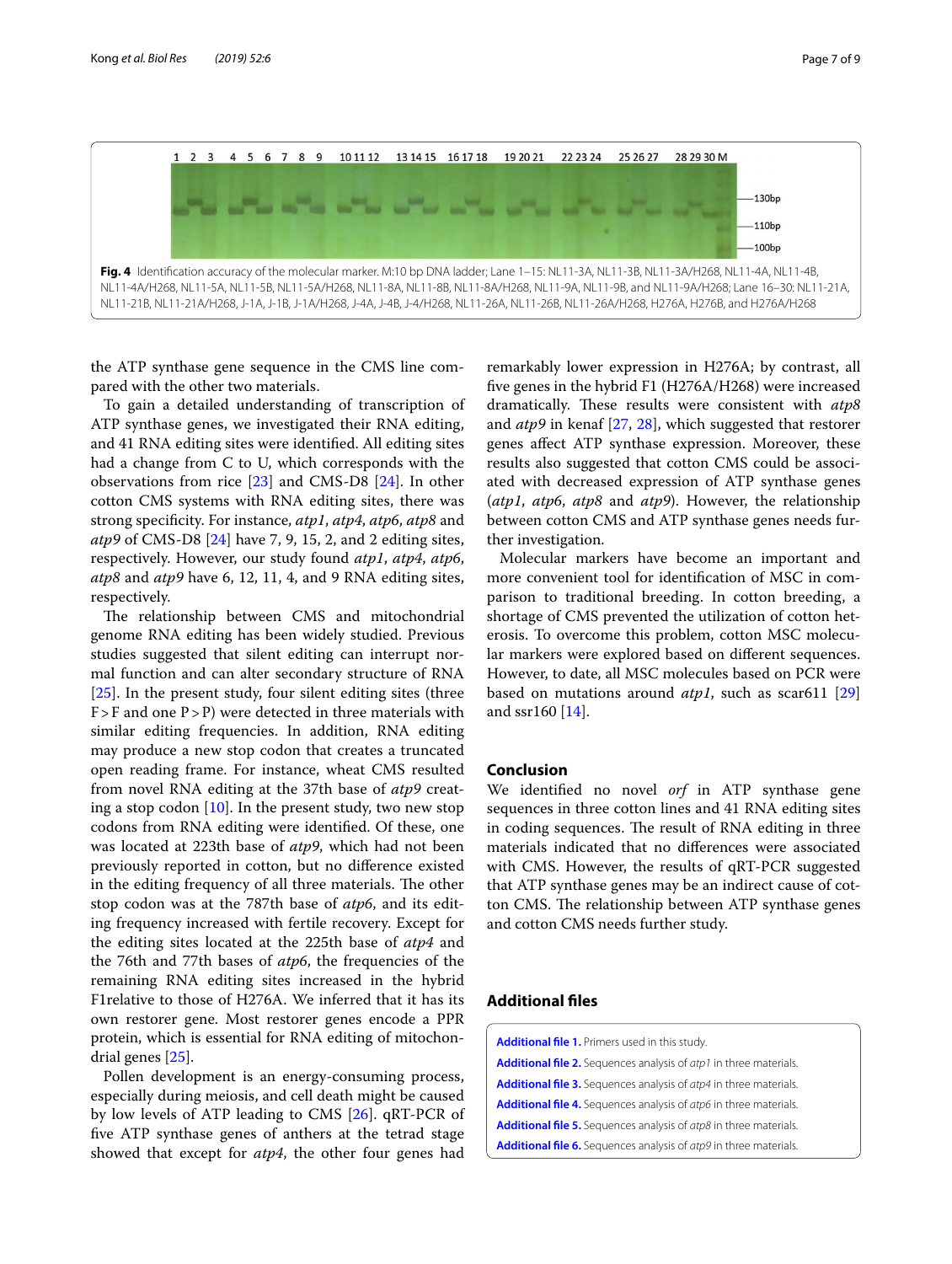**Fig. 4** Identification accuracy of the molecular marker. M:10 bp DNA ladder; Lane 1–15: NL11-3A, NL11-3B, NL11-3A/H268, NL11-4A, NL11-4B, NL11-4A/H268, NL11-5A, NL11-5B, NL11-5A/H268, NL11-8A, NL11-8B, NL11-8A/H268, NL11-9A, NL11-9B, and NL11-9A/H268; Lane 16–30: NL11-21A, NL11-21B, NL11-21A/H268, J-1A, J-1B, J-1A/H268, J-4A, J-4B, J-4/H268, NL11-26A, NL11-26B, NL11-26A/H268, H276A, H276B, and H276A/H268

the ATP synthase gene sequence in the CMS line compared with the other two materials.

To gain a detailed understanding of transcription of ATP synthase genes, we investigated their RNA editing, and 41 RNA editing sites were identified. All editing sites had a change from C to U, which corresponds with the observations from rice [23] and CMS-D8 [24]. In other cotton CMS systems with RNA editing sites, there was strong specificity. For instance, *atp1*, *atp4*, *atp6*, *atp8* and *atp9* of CMS-D8 [24] have 7, 9, 15, 2, and 2 editing sites, respectively. However, our study found *atp1*, *atp4*, *atp6*, *atp8* and *atp9* have 6, 12, 11, 4, and 9 RNA editing sites, respectively.

The relationship between CMS and mitochondrial genome RNA editing has been widely studied. Previous studies suggested that silent editing can interrupt normal function and can alter secondary structure of RNA [25]. In the present study, four silent editing sites (three F > F and one P > P) were detected in three materials with similar editing frequencies. In addition, RNA editing may produce a new stop codon that creates a truncated open reading frame. For instance, wheat CMS resulted from novel RNA editing at the 37th base of *atp9* creating a stop codon [10]. In the present study, two new stop codons from RNA editing were identified. Of these, one was located at 223th base of *atp9*, which had not been previously reported in cotton, but no difference existed in the editing frequency of all three materials. The other stop codon was at the 787th base of *atp6*, and its editing frequency increased with fertile recovery. Except for the editing sites located at the 225th base of *atp4* and the 76th and 77th bases of *atp6*, the frequencies of the remaining RNA editing sites increased in the hybrid F1relative to those of H276A. We inferred that it has its own restorer gene. Most restorer genes encode a PPR protein, which is essential for RNA editing of mitochondrial genes [25].

Pollen development is an energy-consuming process, especially during meiosis, and cell death might be caused by low levels of ATP leading to CMS [26]. qRT-PCR of five ATP synthase genes of anthers at the tetrad stage showed that except for *atp4*, the other four genes had remarkably lower expression in H276A; by contrast, all five genes in the hybrid F1 (H276A/H268) were increased dramatically. These results were consistent with *atp8* and *atp9* in kenaf [27, 28], which suggested that restorer genes affect ATP synthase expression. Moreover, these results also suggested that cotton CMS could be associated with decreased expression of ATP synthase genes (*atp1*, *atp6*, *atp8* and *atp9*). However, the relationship between cotton CMS and ATP synthase genes needs further investigation.

Molecular markers have become an important and more convenient tool for identification of MSC in comparison to traditional breeding. In cotton breeding, a shortage of CMS prevented the utilization of cotton heterosis. To overcome this problem, cotton MSC molecular markers were explored based on different sequences. However, to date, all MSC molecules based on PCR were based on mutations around *atp1*, such as scar611 [29] and ssr160 [14].

## Conclusion

We identified no novel *orf* in ATP synthase gene sequences in three cotton lines and 41 RNA editing sites in coding sequences. The result of RNA editing in three materials indicated that no differences were associated with CMS. However, the results of qRT-PCR suggested that ATP synthase genes may be an indirect cause of cotton CMS. The relationship between ATP synthase genes and cotton CMS needs further study.

## Additional files

**Additional file 1.** Primers used in this study.

**Additional file 2.** Sequences analysis of *atp1* in three materials.

**Additional file 3.** Sequences analysis of *atp4* in three materials.

**Additional file 4.** Sequences analysis of *atp6* in three materials.

**Additional file 5.** Sequences analysis of *atp8* in three materials.

**Additional file 6.** Sequences analysis of *atp9* in three materials.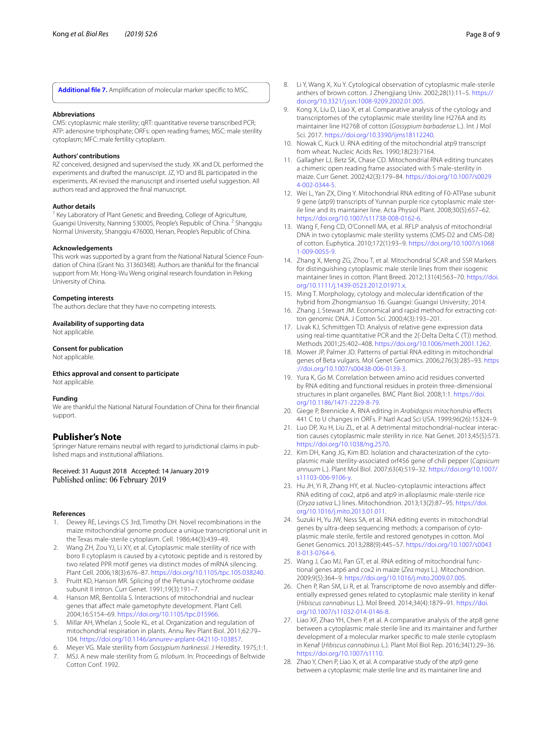**Additional file 7.** Amplification of molecular marker specific to MSC.

### Abbreviations

CMS: cytoplasmic male sterility; qRT: quantitative reverse transcribed PCR; ATP: adenosine triphosphate; ORFs: open reading frames; MSC: male sterility cytoplasm; MFC: male fertility cytoplasm.

### Authors' contributions

RZ conceived, designed and supervised the study. XK and DL performed the experiments and drafted the manuscript. JZ, YD and BL participated in the experiments. AK revised the manuscript and inserted useful suggestion. All authors read and approved the final manuscript.

### Author details

[1] Key Laboratory of Plant Genetic and Breeding, College of Agriculture, Guangxi University, Nanning 530005, People's Republic of China. [2] Shangqiu Normal University, Shangqiu 476000, Henan, People's Republic of China.

### Acknowledgements

This work was supported by a grant from the National Natural Science Foundation of China (Grant No. 31360348). Authors are thankful for the financial support from Mr. Hong-Wu Weng original research foundation in Peking University of China.

### Competing interests

The authors declare that they have no competing interests.

### Availability of supporting data

Not applicable.

### Consent for publication

Not applicable.

### Ethics approval and consent to participate

Not applicable.

### Funding

We are thankful the National Natural Foundation of China for their financial support.

## Publisher's Note

Springer Nature remains neutral with regard to jurisdictional claims in published maps and institutional affiliations.

Received: 31 August 2018 Accepted: 14 January 2019
Published online: 06 February 2019

### References

1. Dewey RE, Levings CS 3rd, Timothy DH. Novel recombinations in the maize mitochondrial genome produce a unique transcriptional unit in the Texas male-sterile cytoplasm. Cell. 1986;44(3):439–49.
2. Wang ZH, Zou YJ, Li XY, et al. Cytoplasmic male sterility of rice with boro II cytoplasm is caused by a cytotoxic peptide and is restored by two related PPR motif genes via distinct modes of mRNA silencing. Plant Cell. 2006;18(3):676–87. https://doi.org/10.1105/tpc.105.038240.
3. Pruitt KD, Hanson MR. Splicing of the Petunia cytochrome oxidase subunit II intron. Curr Genet. 1991;19(3):191–7.
4. Hanson MR, Bentolila S. Interactions of mitochondrial and nuclear genes that affect male gametophyte development. Plant Cell. 2004;16:S154–69. https://doi.org/10.1105/tpc.015966.
5. Millar AH, Whelan J, Soole KL, et al. Organization and regulation of mitochondrial respiration in plants. Annu Rev Plant Biol. 2011;62:79–104. https://doi.org/10.1146/annurev-arplant-042110-103857.
6. Meyer VG. Male sterility from *Gossypium harknessii*. J Heredity. 1975;1:1.
7. MSJ. A new male sterility from *G. trilobum*. In: Proceedings of Beltwide Cotton Conf. 1992.
8. Li Y, Wang X, Xu Y. Cytological observation of cytoplasmic male-sterile anthers of brown cotton. J Zhengjiang Univ. 2002;28(1):11–5. https://doi.org/10.3321/j.ssn:1008-9209.2002.01.005.
9. Kong X, Liu D, Liao X, et al. Comparative analysis of the cytology and transcriptomes of the cytoplasmic male sterility line H276A and its maintainer line H276B of cotton (*Gossypium barbadense* L.). Int J Mol Sci. 2017. https://doi.org/10.3390/ijms18112240.
10. Nowak C, Kuck U. RNA editing of the mitochondrial atp9 transcript from wheat. Nucleic Acids Res. 1990;18(23):7164.
11. Gallagher LJ, Betz SK, Chase CD. Mitochondrial RNA editing truncates a chimeric open reading frame associated with S male-sterility in maize. Curr Genet. 2002;42(3):179–84. https://doi.org/10.1007/s00294-002-0344-5.
12. Wei L, Yan ZX, Ding Y. Mitochondrial RNA editing of F0-ATPase subunit 9 gene (atp9) transcripts of Yunnan purple rice cytoplasmic male sterile line and its maintainer line. Acta Physiol Plant. 2008;30(5):657–62. https://doi.org/10.1007/s11738-008-0162-6.
13. Wang F, Feng CD, O'Connell MA, et al. RFLP analysis of mitochondrial DNA in two cytoplasmic male sterility systems (CMS-D2 and CMS-D8) of cotton. Euphytica. 2010;172(1):93–9. https://doi.org/10.1007/s10681-009-0055-9.
14. Zhang X, Meng ZG, Zhou T, et al. Mitochondrial SCAR and SSR Markers for distinguishing cytoplasmic male sterile lines from their isogenic maintainer lines in cotton. Plant Breed. 2012;131(4):563–70. https://doi.org/10.1111/j.1439-0523.2012.01971.x.
15. Ming T. Morphology, cytology and molecular identification of the hybrid from Zhongmiansuo 16. Guangxi: Guangxi University; 2014.
16. Zhang J, Stewart JM. Economical and rapid method for extracting cotton genomic DNA. J Cotton Sci. 2000;4(3):193–201.
17. Livak KJ, Schmittgen TD. Analysis of relative gene expression data using real-time quantitative PCR and the 2(-Delta Delta C (T)) method. Methods 2001;25:402–408. https://doi.org/10.1006/meth.2001.1262.
18. Mower JP, Palmer JD. Patterns of partial RNA editing in mitochondrial genes of Beta vulgaris. Mol Genet Genomics. 2006;276(3):285–93. https://doi.org/10.1007/s00438-006-0139-3.
19. Yura K, Go M. Correlation between amino acid residues converted by RNA editing and functional residues in protein three-dimensional structures in plant organelles. BMC Plant Biol. 2008;1:1. https://doi.org/10.1186/1471-2229-8-79.
20. Giege P, Brennicke A. RNA editing in *Arabidopsis mitochondria* effects 441 C to U changes in ORFs. P Natl Acad Sci USA. 1999;96(26):15324–9.
21. Luo DP, Xu H, Liu ZL, et al. A detrimental mitochondrial-nuclear interaction causes cytoplasmic male sterility in rice. Nat Genet. 2013;45(5):573. https://doi.org/10.1038/ng.2570.
22. Kim DH, Kang JG, Kim BD. Isolation and characterization of the cytoplasmic male sterility-associated orf456 gene of chili pepper (*Capsicum annuum* L.). Plant Mol Biol. 2007;63(4):519–32. https://doi.org/10.1007/s11103-006-9106-y.
23. Hu JH, Yi R, Zhang HY, et al. Nucleo-cytoplasmic interactions affect RNA editing of cox2, atp6 and atp9 in alloplasmic male-sterile rice (*Oryza sativa* L.) lines. Mitochondrion. 2013;13(2):87–95. https://doi.org/10.1016/j.mito.2013.01.011.
24. Suzuki H, Yu JW, Ness SA, et al. RNA editing events in mitochondrial genes by ultra-deep sequencing methods: a comparison of cytoplasmic male sterile, fertile and restored genotypes in cotton. Mol Genet Genomics. 2013;288(9):445–57. https://doi.org/10.1007/s00438-013-0764-6.
25. Wang J, Cao MJ, Pan GT, et al. RNA editing of mitochondrial functional genes atp6 and cox2 in maize (*Zea mays* L.). Mitochondrion. 2009;9(5):364–9. https://doi.org/10.1016/j.mito.2009.07.005.
26. Chen P, Ran SM, Li R, et al. Transcriptome de novo assembly and differentially expressed genes related to cytoplasmic male sterility in kenaf (*Hibiscus cannabinus* L.). Mol Breed. 2014;34(4):1879–91. https://doi.org/10.1007/s11032-014-0146-8.
27. Liao XF, Zhao YH, Chen P, et al. A comparative analysis of the atp8 gene between a cytoplasmic male sterile line and its maintainer and further development of a molecular marker specific to male sterile cytoplasm in Kenaf (*Hibiscus cannabinus* L.). Plant Mol Biol Rep. 2016;34(1):29–36. https://doi.org/10.1007/s1110.
28. Zhao Y, Chen P, Liao X, et al. A comparative study of the atp9 gene between a cytoplasmic male sterile line and its maintainer line and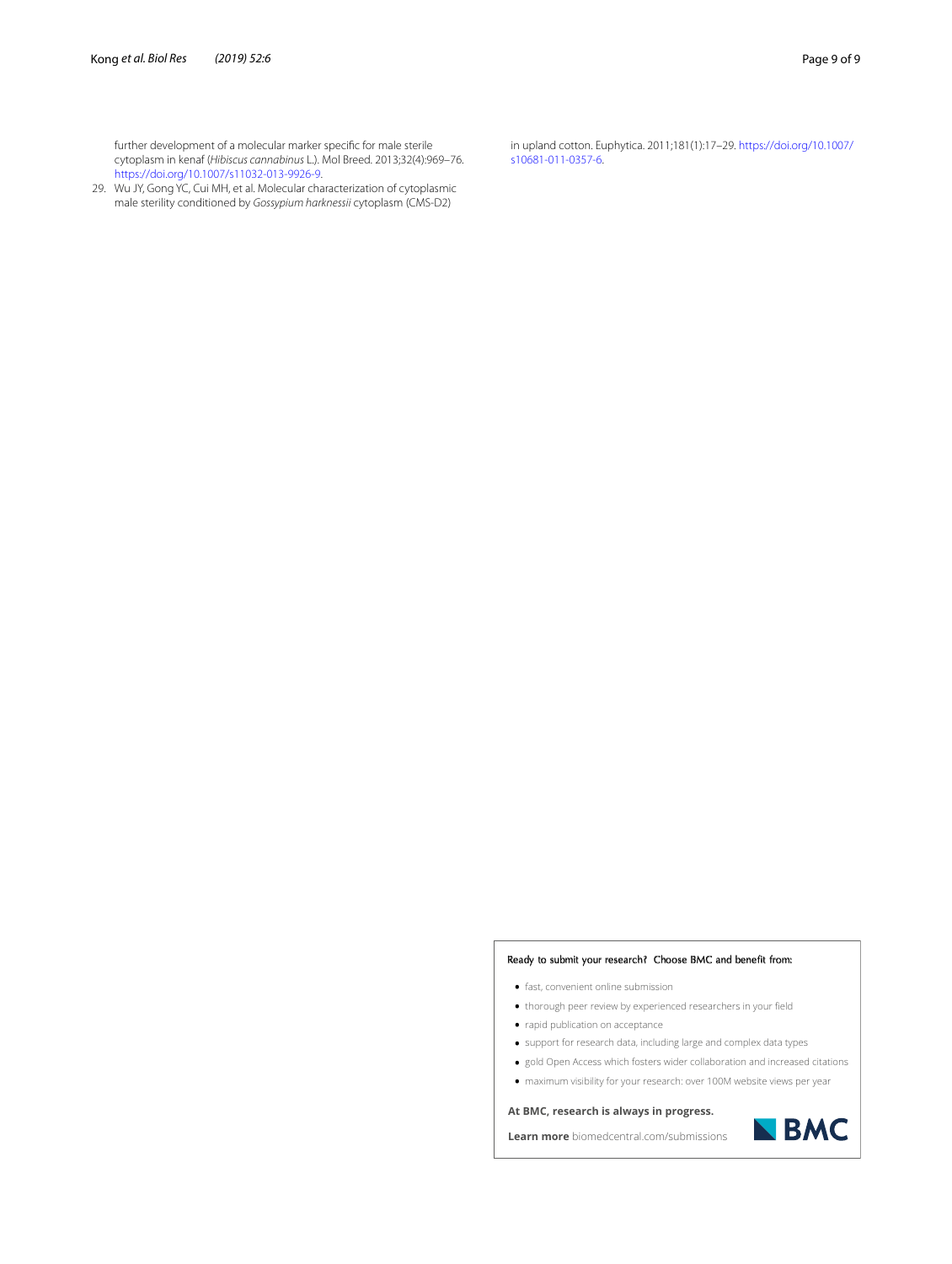further development of a molecular marker specific for male sterile cytoplasm in kenaf (*Hibiscus cannabinus* L.). Mol Breed. 2013;32(4):969–76. https://doi.org/10.1007/s11032-013-9926-9.

29. Wu JY, Gong YC, Cui MH, et al. Molecular characterization of cytoplasmic male sterility conditioned by *Gossypium harknessii* cytoplasm (CMS-D2) in upland cotton. Euphytica. 2011;181(1):17–29. https://doi.org/10.1007/s10681-011-0357-6.

Ready to submit your research? Choose BMC and benefit from:

- fast, convenient online submission
- thorough peer review by experienced researchers in your field
- rapid publication on acceptance
- support for research data, including large and complex data types
- gold Open Access which fosters wider collaboration and increased citations
- maximum visibility for your research: over 100M website views per year

**At BMC, research is always in progress.**

**Learn more** biomedcentral.com/submissions

BMC